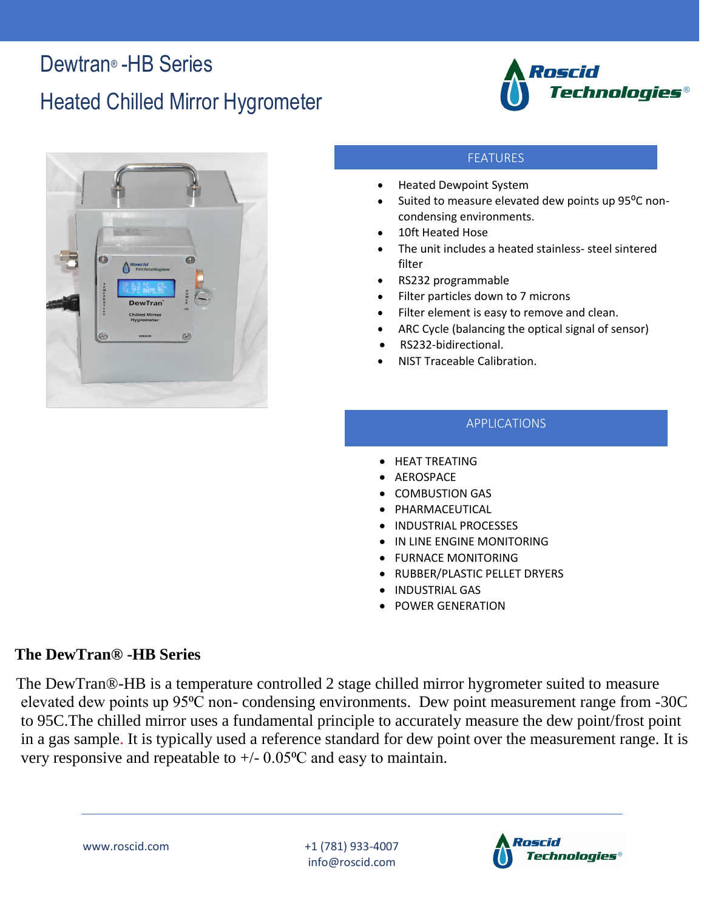# Dewtran® -HB Series

## Heated Chilled Mirror Hygrometer

### FEATURES

- Heated Dewpoint System
- Suited to measure elevated dew points up 95⁰C non-condensing environments.
- 10ft Heated Hose
- The unit includes a heated stainless- steel sintered filter
- RS232 programmable
- Filter particles down to 7 microns
- Filter element is easy to remove and clean.
- ARC Cycle (balancing the optical signal of sensor)
- RS232-bidirectional.
- NIST Traceable Calibration.

### APPLICATIONS

- HEAT TREATING
- AEROSPACE
- COMBUSTION GAS
- PHARMACEUTICAL
- INDUSTRIAL PROCESSES
- IN LINE ENGINE MONITORING
- FURNACE MONITORING
- RUBBER/PLASTIC PELLET DRYERS
- INDUSTRIAL GAS
- POWER GENERATION

## The DewTran® -HB Series

The DewTran®-HB is a temperature controlled 2 stage chilled mirror hygrometer suited to measure elevated dew points up 95⁰C non- condensing environments. Dew point measurement range from -30C to 95C.The chilled mirror uses a fundamental principle to accurately measure the dew point/frost point in a gas sample. It is typically used a reference standard for dew point over the measurement range. It is very responsive and repeatable to +/- 0.05⁰C and easy to maintain.

www.roscid.com    +1 (781) 933-4007    info@roscid.com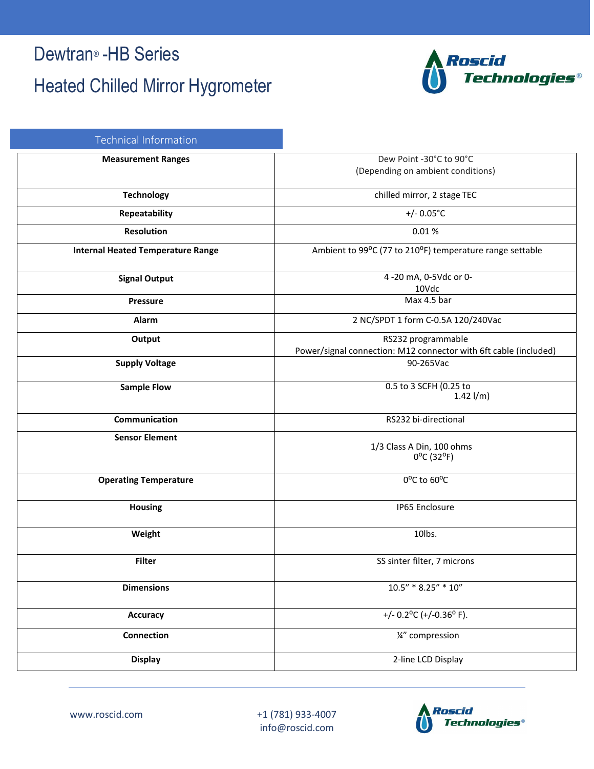# Dewtran® -HB Series

# Heated Chilled Mirror Hygrometer

## Technical Information

| | |
|---|---|
| **Measurement Ranges** | Dew Point -30°C to 90°C (Depending on ambient conditions) |
| **Technology** | chilled mirror, 2 stage TEC |
| **Repeatability** | +/- 0.05°C |
| **Resolution** | 0.01 % |
| **Internal Heated Temperature Range** | Ambient to 99°C (77 to 210°F) temperature range settable |
| **Signal Output** | 4 -20 mA, 0-5Vdc or 0-10Vdc |
| **Pressure** | Max 4.5 bar |
| **Alarm** | 2 NC/SPDT 1 form C-0.5A 120/240Vac |
| **Output** | RS232 programmable<br>Power/signal connection: M12 connector with 6ft cable (included) |
| **Supply Voltage** | 90-265Vac |
| **Sample Flow** | 0.5 to 3 SCFH (0.25 to 1.42 l/m) |
| **Communication** | RS232 bi-directional |
| **Sensor Element** | 1/3 Class A Din, 100 ohms 0°C (32°F) |
| **Operating Temperature** | 0°C to 60°C |
| **Housing** | IP65 Enclosure |
| **Weight** | 10lbs. |
| **Filter** | SS sinter filter, 7 microns |
| **Dimensions** | 10.5" * 8.25" * 10" |
| **Accuracy** | +/- 0.2°C (+/-0.36° F). |
| **Connection** | ¼" compression |
| **Display** | 2-line LCD Display |

www.roscid.com +1 (781) 933-4007 info@roscid.com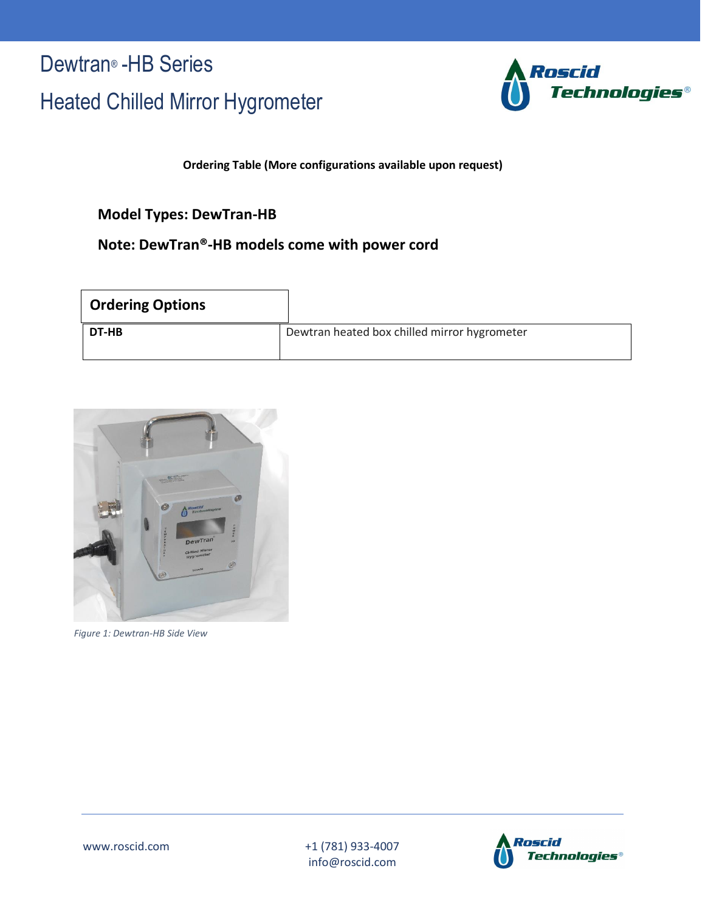# Dewtran® -HB Series

# Heated Chilled Mirror Hygrometer

**Ordering Table (More configurations available upon request)**

### Model Types: DewTran-HB

### Note: DewTran®-HB models come with power cord

| Ordering Options | |
|---|---|
| **DT-HB** | Dewtran heated box chilled mirror hygrometer |

*Figure 1: Dewtran-HB Side View*

www.roscid.com

+1 (781) 933-4007
info@roscid.com